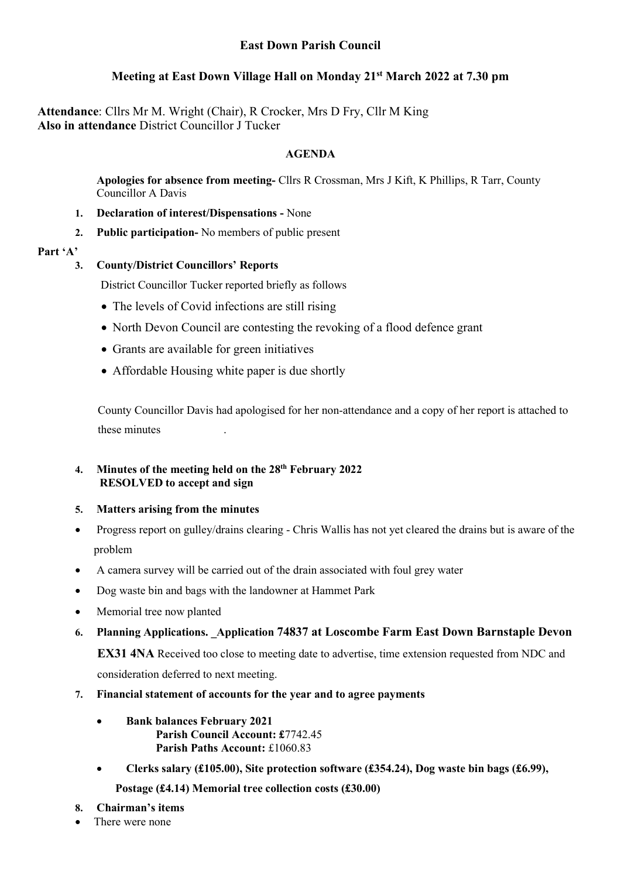# East Down Parish Council

## Meeting at East Down Village Hall on Monday 21st March 2022 at 7.30 pm

**Attendance**: Cllrs Mr M. Wright (Chair), R Crocker, Mrs D Fry, Cllr M King
**Also in attendance** District Councillor J Tucker

### AGENDA

**Apologies for absence from meeting-** Cllrs R Crossman, Mrs J Kift, K Phillips, R Tarr, County Councillor A Davis

1. **Declaration of interest/Dispensations -** None
2. **Public participation-** No members of public present

**Part 'A'**

3. **County/District Councillors' Reports**

   District Councillor Tucker reported briefly as follows

   - The levels of Covid infections are still rising
   - North Devon Council are contesting the revoking of a flood defence grant
   - Grants are available for green initiatives
   - Affordable Housing white paper is due shortly

   County Councillor Davis had apologised for her non-attendance and a copy of her report is attached to these minutes .

4. **Minutes of the meeting held on the 28th February 2022**
   **RESOLVED to accept and sign**

5. **Matters arising from the minutes**

- Progress report on gulley/drains clearing - Chris Wallis has not yet cleared the drains but is aware of the problem
- A camera survey will be carried out of the drain associated with foul grey water
- Dog waste bin and bags with the landowner at Hammet Park
- Memorial tree now planted

6. **Planning Applications. _Application 74837 at Loscombe Farm East Down Barnstaple Devon EX31 4NA** Received too close to meeting date to advertise, time extension requested from NDC and consideration deferred to next meeting.

7. **Financial statement of accounts for the year and to agree payments**

   - **Bank balances February 2021**
     **Parish Council Account: £**7742.45
     **Parish Paths Account:** £1060.83
   - **Clerks salary (£105.00), Site protection software (£354.24), Dog waste bin bags (£6.99), Postage (£4.14) Memorial tree collection costs (£30.00)**

8. **Chairman's items**

- There were none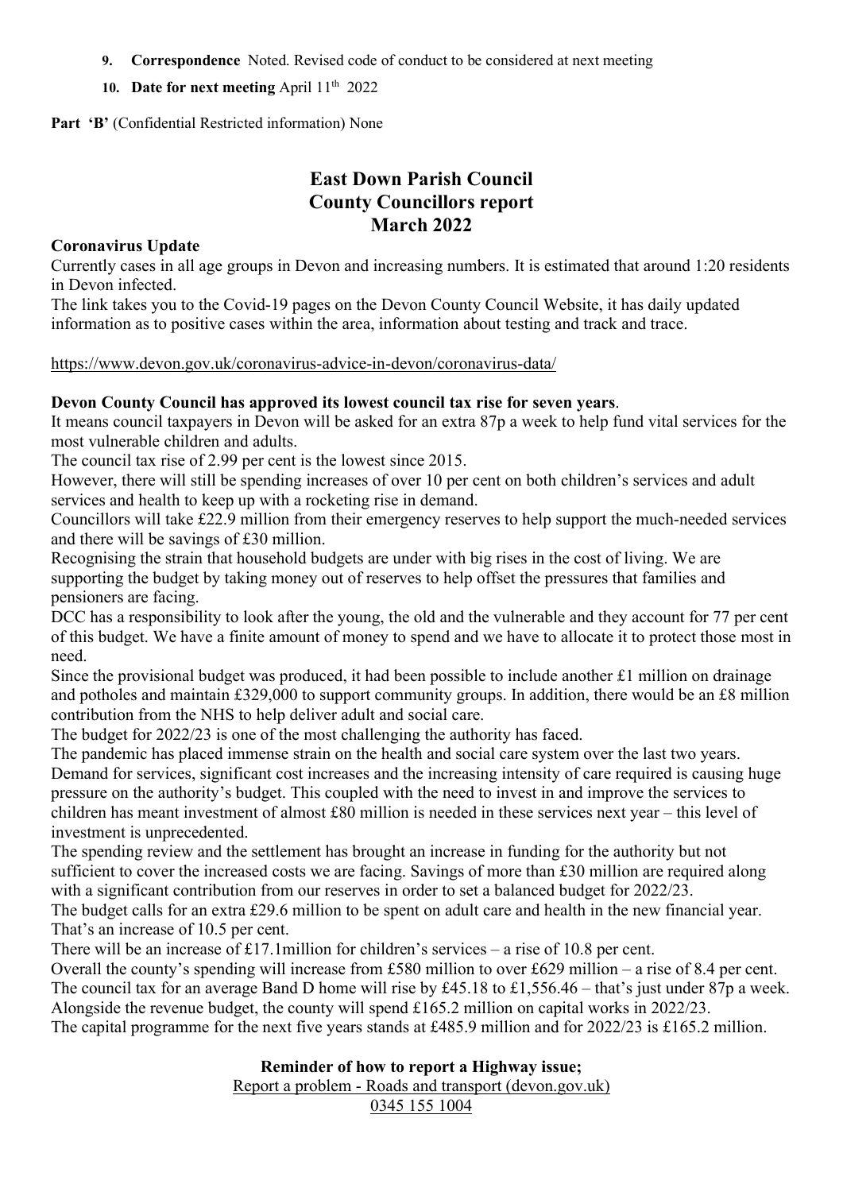9. **Correspondence** Noted. Revised code of conduct to be considered at next meeting
10. **Date for next meeting** April 11th 2022

**Part 'B'** (Confidential Restricted information) None

# East Down Parish Council
## County Councillors report
## March 2022

**Coronavirus Update**

Currently cases in all age groups in Devon and increasing numbers. It is estimated that around 1:20 residents in Devon infected.

The link takes you to the Covid-19 pages on the Devon County Council Website, it has daily updated information as to positive cases within the area, information about testing and track and trace.

https://www.devon.gov.uk/coronavirus-advice-in-devon/coronavirus-data/

**Devon County Council has approved its lowest council tax rise for seven years**.

It means council taxpayers in Devon will be asked for an extra 87p a week to help fund vital services for the most vulnerable children and adults.

The council tax rise of 2.99 per cent is the lowest since 2015.

However, there will still be spending increases of over 10 per cent on both children's services and adult services and health to keep up with a rocketing rise in demand.

Councillors will take £22.9 million from their emergency reserves to help support the much-needed services and there will be savings of £30 million.

Recognising the strain that household budgets are under with big rises in the cost of living. We are supporting the budget by taking money out of reserves to help offset the pressures that families and pensioners are facing.

DCC has a responsibility to look after the young, the old and the vulnerable and they account for 77 per cent of this budget. We have a finite amount of money to spend and we have to allocate it to protect those most in need.

Since the provisional budget was produced, it had been possible to include another £1 million on drainage and potholes and maintain £329,000 to support community groups. In addition, there would be an £8 million contribution from the NHS to help deliver adult and social care.

The budget for 2022/23 is one of the most challenging the authority has faced.

The pandemic has placed immense strain on the health and social care system over the last two years. Demand for services, significant cost increases and the increasing intensity of care required is causing huge pressure on the authority's budget. This coupled with the need to invest in and improve the services to children has meant investment of almost £80 million is needed in these services next year – this level of investment is unprecedented.

The spending review and the settlement has brought an increase in funding for the authority but not sufficient to cover the increased costs we are facing. Savings of more than £30 million are required along with a significant contribution from our reserves in order to set a balanced budget for 2022/23.

The budget calls for an extra £29.6 million to be spent on adult care and health in the new financial year. That's an increase of 10.5 per cent.

There will be an increase of £17.1million for children's services – a rise of 10.8 per cent.

Overall the county's spending will increase from £580 million to over £629 million – a rise of 8.4 per cent.

The council tax for an average Band D home will rise by £45.18 to £1,556.46 – that's just under 87p a week.

Alongside the revenue budget, the county will spend £165.2 million on capital works in 2022/23.

The capital programme for the next five years stands at £485.9 million and for 2022/23 is £165.2 million.

**Reminder of how to report a Highway issue;**

Report a problem - Roads and transport (devon.gov.uk)

0345 155 1004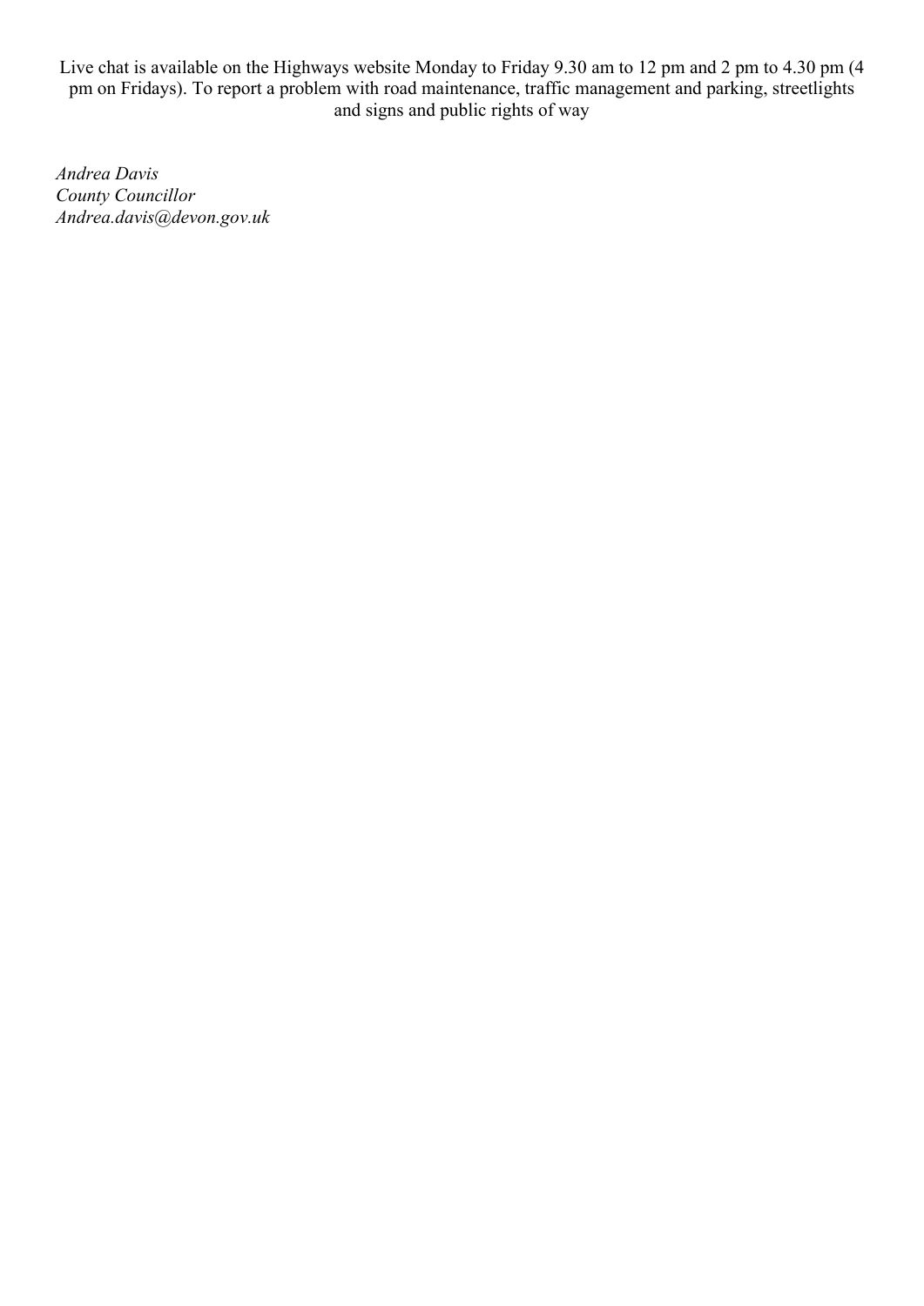Live chat is available on the Highways website Monday to Friday 9.30 am to 12 pm and 2 pm to 4.30 pm (4 pm on Fridays). To report a problem with road maintenance, traffic management and parking, streetlights and signs and public rights of way

*Andrea Davis*
*County Councillor*
*Andrea.davis@devon.gov.uk*